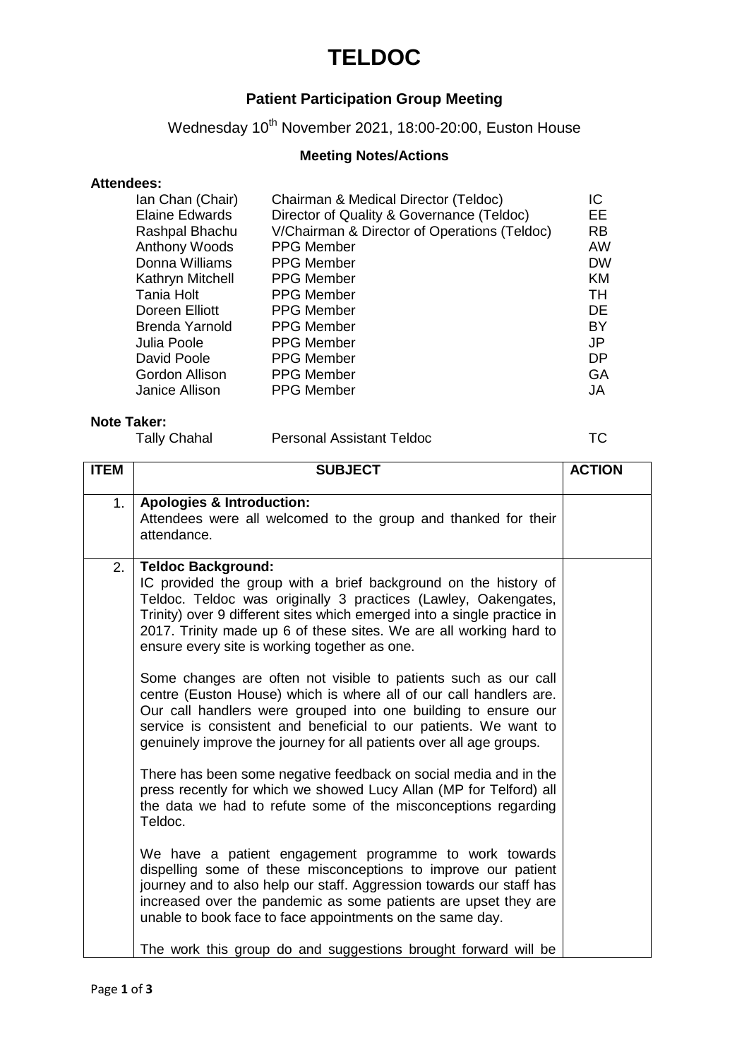# TELDOC

## Patient Participation Group Meeting

Wednesday 10th November 2021, 18:00-20:00, Euston House

### Meeting Notes/Actions

**Attendees:**

| | | |
|---|---|---|
| Ian Chan (Chair) | Chairman & Medical Director (Teldoc) | IC |
| Elaine Edwards | Director of Quality & Governance (Teldoc) | EE |
| Rashpal Bhachu | V/Chairman & Director of Operations (Teldoc) | RB |
| Anthony Woods | PPG Member | AW |
| Donna Williams | PPG Member | DW |
| Kathryn Mitchell | PPG Member | KM |
| Tania Holt | PPG Member | TH |
| Doreen Elliott | PPG Member | DE |
| Brenda Yarnold | PPG Member | BY |
| Julia Poole | PPG Member | JP |
| David Poole | PPG Member | DP |
| Gordon Allison | PPG Member | GA |
| Janice Allison | PPG Member | JA |

**Note Taker:**

| | | |
|---|---|---|
| Tally Chahal | Personal Assistant Teldoc | TC |

| ITEM | SUBJECT | ACTION |
|---|---|---|
| 1. | **Apologies & Introduction:**<br>Attendees were all welcomed to the group and thanked for their attendance. | |
| 2. | **Teldoc Background:**<br>IC provided the group with a brief background on the history of Teldoc. Teldoc was originally 3 practices (Lawley, Oakengates, Trinity) over 9 different sites which emerged into a single practice in 2017. Trinity made up 6 of these sites. We are all working hard to ensure every site is working together as one.<br><br>Some changes are often not visible to patients such as our call centre (Euston House) which is where all of our call handlers are. Our call handlers were grouped into one building to ensure our service is consistent and beneficial to our patients. We want to genuinely improve the journey for all patients over all age groups.<br><br>There has been some negative feedback on social media and in the press recently for which we showed Lucy Allan (MP for Telford) all the data we had to refute some of the misconceptions regarding Teldoc.<br><br>We have a patient engagement programme to work towards dispelling some of these misconceptions to improve our patient journey and to also help our staff. Aggression towards our staff has increased over the pandemic as some patients are upset they are unable to book face to face appointments on the same day.<br><br>The work this group do and suggestions brought forward will be | |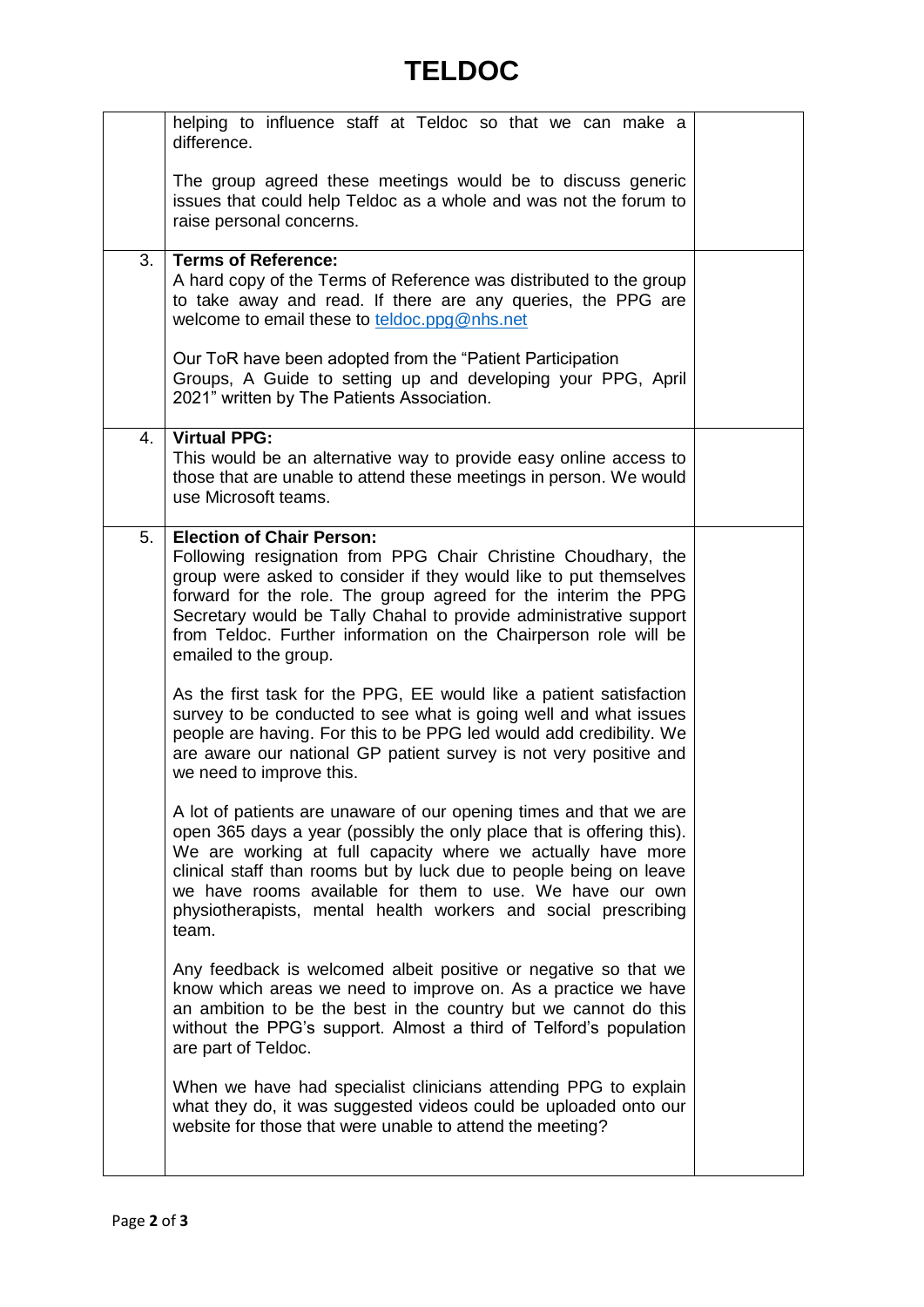| | | |
|---|---|---|
| | helping to influence staff at Teldoc so that we can make a difference.<br><br>The group agreed these meetings would be to discuss generic issues that could help Teldoc as a whole and was not the forum to raise personal concerns. | |
| 3. | **Terms of Reference:**<br>A hard copy of the Terms of Reference was distributed to the group to take away and read. If there are any queries, the PPG are welcome to email these to teldoc.ppg@nhs.net<br><br>Our ToR have been adopted from the "Patient Participation Groups, A Guide to setting up and developing your PPG, April 2021" written by The Patients Association. | |
| 4. | **Virtual PPG:**<br>This would be an alternative way to provide easy online access to those that are unable to attend these meetings in person. We would use Microsoft teams. | |
| 5. | **Election of Chair Person:**<br>Following resignation from PPG Chair Christine Choudhary, the group were asked to consider if they would like to put themselves forward for the role. The group agreed for the interim the PPG Secretary would be Tally Chahal to provide administrative support from Teldoc. Further information on the Chairperson role will be emailed to the group.<br><br>As the first task for the PPG, EE would like a patient satisfaction survey to be conducted to see what is going well and what issues people are having. For this to be PPG led would add credibility. We are aware our national GP patient survey is not very positive and we need to improve this.<br><br>A lot of patients are unaware of our opening times and that we are open 365 days a year (possibly the only place that is offering this). We are working at full capacity where we actually have more clinical staff than rooms but by luck due to people being on leave we have rooms available for them to use. We have our own physiotherapists, mental health workers and social prescribing team.<br><br>Any feedback is welcomed albeit positive or negative so that we know which areas we need to improve on. As a practice we have an ambition to be the best in the country but we cannot do this without the PPG's support. Almost a third of Telford's population are part of Teldoc.<br><br>When we have had specialist clinicians attending PPG to explain what they do, it was suggested videos could be uploaded onto our website for those that were unable to attend the meeting? | |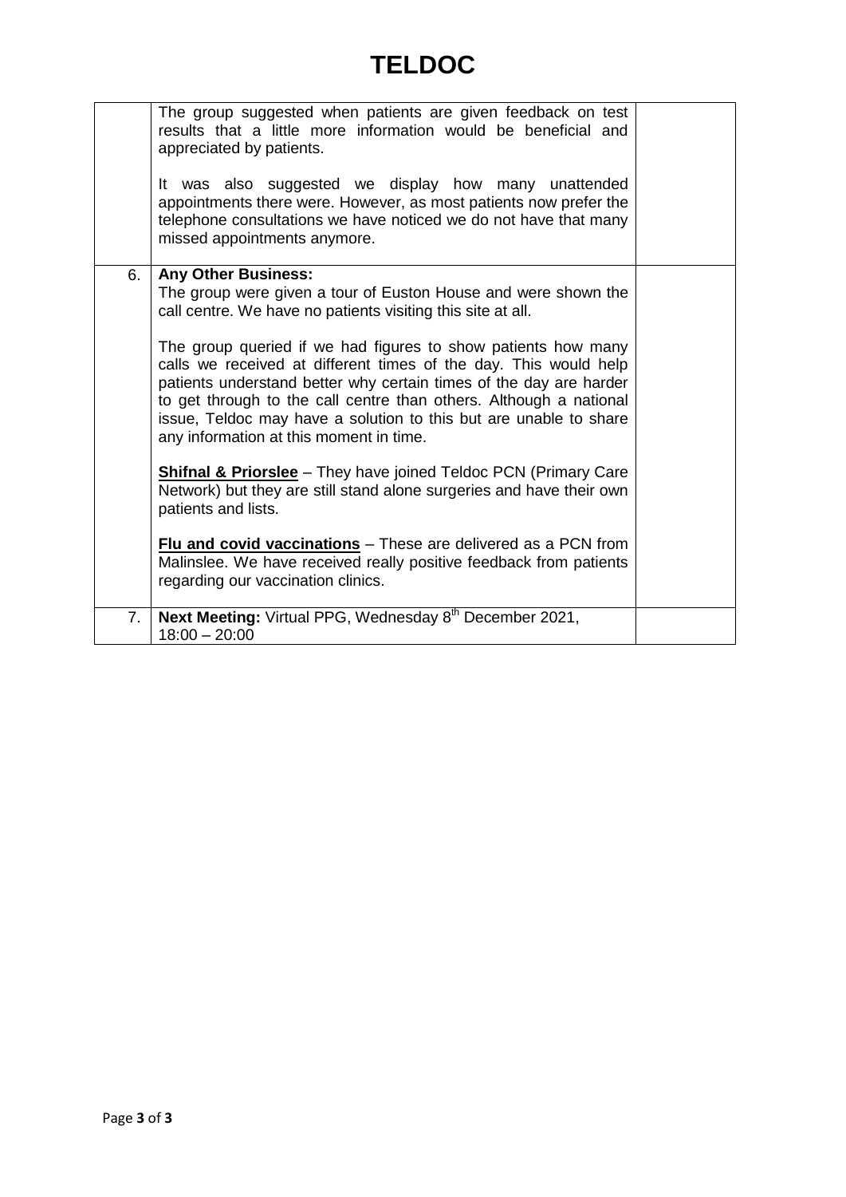# TELDOC

| | | |
|---|---|---|
| | The group suggested when patients are given feedback on test results that a little more information would be beneficial and appreciated by patients.<br><br>It was also suggested we display how many unattended appointments there were. However, as most patients now prefer the telephone consultations we have noticed we do not have that many missed appointments anymore. | |
| 6. | **Any Other Business:**<br>The group were given a tour of Euston House and were shown the call centre. We have no patients visiting this site at all.<br><br>The group queried if we had figures to show patients how many calls we received at different times of the day. This would help patients understand better why certain times of the day are harder to get through to the call centre than others. Although a national issue, Teldoc may have a solution to this but are unable to share any information at this moment in time.<br><br>**Shifnal & Priorslee** – They have joined Teldoc PCN (Primary Care Network) but they are still stand alone surgeries and have their own patients and lists.<br><br>**Flu and covid vaccinations** – These are delivered as a PCN from Malinslee. We have received really positive feedback from patients regarding our vaccination clinics. | |
| 7. | **Next Meeting:** Virtual PPG, Wednesday 8th December 2021, 18:00 – 20:00 | |